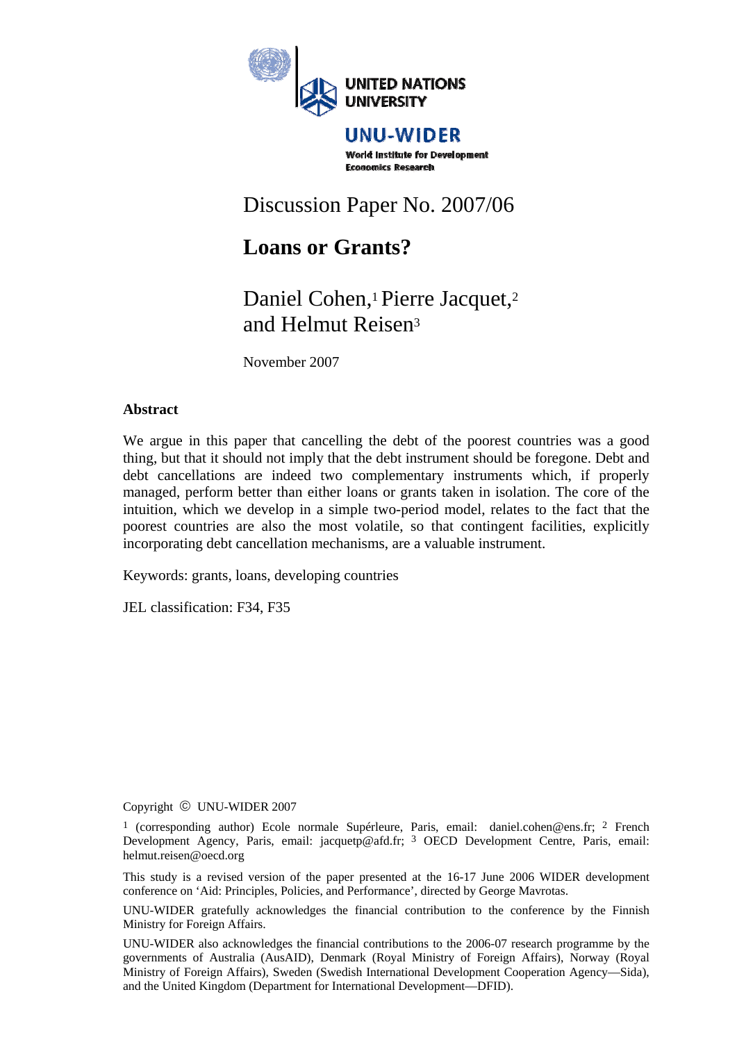UNITED NATIONS UNIVERSITY

UNU-WIDER

World Institute for Development Economics Research

Discussion Paper No. 2007/06

# Loans or Grants?

Daniel Cohen,[1] Pierre Jacquet,[2] and Helmut Reisen[3]

November 2007

## Abstract

We argue in this paper that cancelling the debt of the poorest countries was a good thing, but that it should not imply that the debt instrument should be foregone. Debt and debt cancellations are indeed two complementary instruments which, if properly managed, perform better than either loans or grants taken in isolation. The core of the intuition, which we develop in a simple two-period model, relates to the fact that the poorest countries are also the most volatile, so that contingent facilities, explicitly incorporating debt cancellation mechanisms, are a valuable instrument.

Keywords: grants, loans, developing countries

JEL classification: F34, F35

Copyright © UNU-WIDER 2007

[1] (corresponding author) Ecole normale Supérleure, Paris, email: daniel.cohen@ens.fr; [2] French Development Agency, Paris, email: jacquetp@afd.fr; [3] OECD Development Centre, Paris, email: helmut.reisen@oecd.org

This study is a revised version of the paper presented at the 16-17 June 2006 WIDER development conference on 'Aid: Principles, Policies, and Performance', directed by George Mavrotas.

UNU-WIDER gratefully acknowledges the financial contribution to the conference by the Finnish Ministry for Foreign Affairs.

UNU-WIDER also acknowledges the financial contributions to the 2006-07 research programme by the governments of Australia (AusAID), Denmark (Royal Ministry of Foreign Affairs), Norway (Royal Ministry of Foreign Affairs), Sweden (Swedish International Development Cooperation Agency—Sida), and the United Kingdom (Department for International Development—DFID).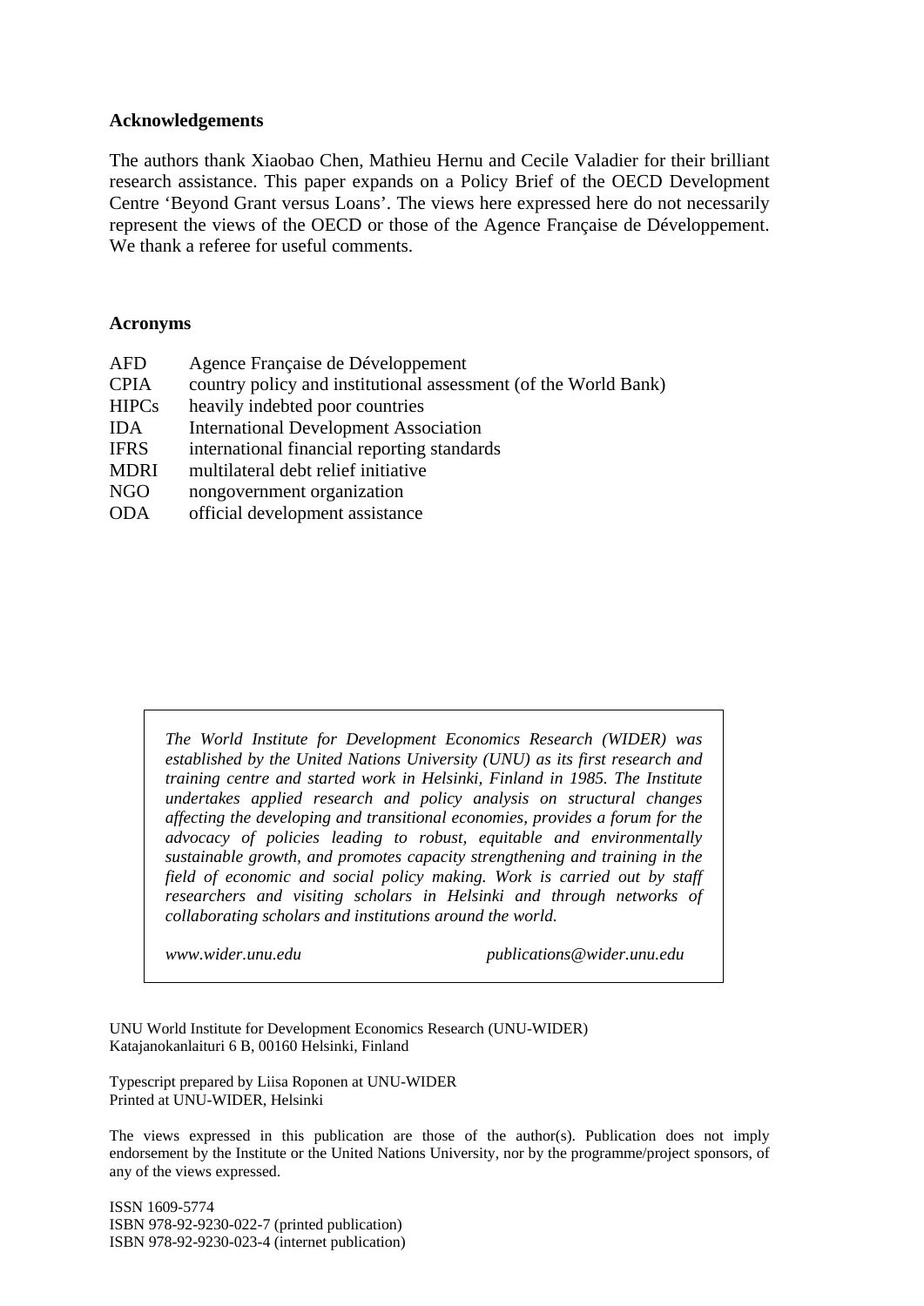## Acknowledgements

The authors thank Xiaobao Chen, Mathieu Hernu and Cecile Valadier for their brilliant research assistance. This paper expands on a Policy Brief of the OECD Development Centre 'Beyond Grant versus Loans'. The views here expressed here do not necessarily represent the views of the OECD or those of the Agence Française de Développement. We thank a referee for useful comments.

## Acronyms

| | |
|---|---|
| AFD | Agence Française de Développement |
| CPIA | country policy and institutional assessment (of the World Bank) |
| HIPCs | heavily indebted poor countries |
| IDA | International Development Association |
| IFRS | international financial reporting standards |
| MDRI | multilateral debt relief initiative |
| NGO | nongovernment organization |
| ODA | official development assistance |

*The World Institute for Development Economics Research (WIDER) was established by the United Nations University (UNU) as its first research and training centre and started work in Helsinki, Finland in 1985. The Institute undertakes applied research and policy analysis on structural changes affecting the developing and transitional economies, provides a forum for the advocacy of policies leading to robust, equitable and environmentally sustainable growth, and promotes capacity strengthening and training in the field of economic and social policy making. Work is carried out by staff researchers and visiting scholars in Helsinki and through networks of collaborating scholars and institutions around the world.*

*www.wider.unu.edu* *publications@wider.unu.edu*

UNU World Institute for Development Economics Research (UNU-WIDER)
Katajanokanlaituri 6 B, 00160 Helsinki, Finland

Typescript prepared by Liisa Roponen at UNU-WIDER
Printed at UNU-WIDER, Helsinki

The views expressed in this publication are those of the author(s). Publication does not imply endorsement by the Institute or the United Nations University, nor by the programme/project sponsors, of any of the views expressed.

ISSN 1609-5774
ISBN 978-92-9230-022-7 (printed publication)
ISBN 978-92-9230-023-4 (internet publication)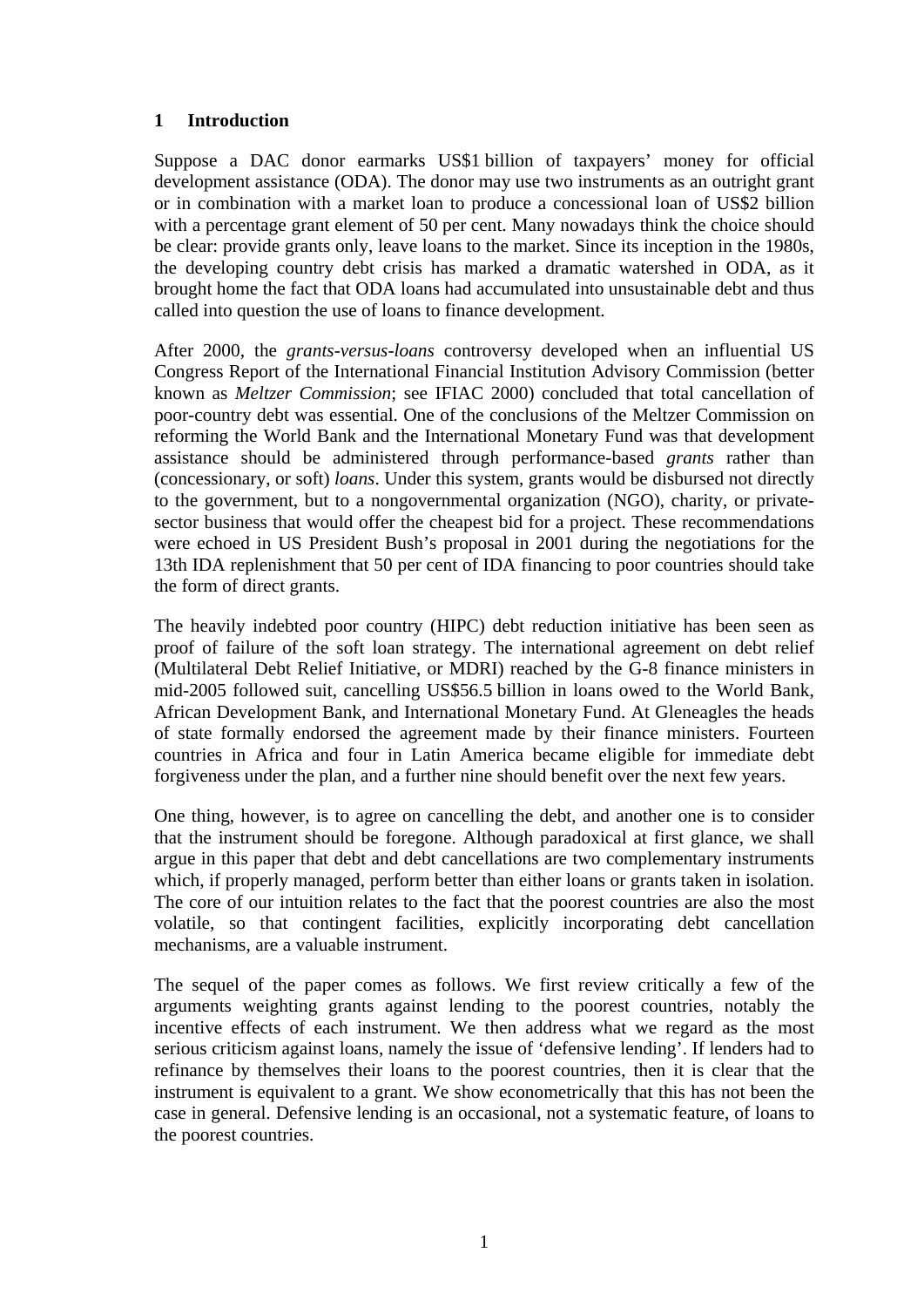# 1 Introduction

Suppose a DAC donor earmarks US$1 billion of taxpayers' money for official development assistance (ODA). The donor may use two instruments as an outright grant or in combination with a market loan to produce a concessional loan of US$2 billion with a percentage grant element of 50 per cent. Many nowadays think the choice should be clear: provide grants only, leave loans to the market. Since its inception in the 1980s, the developing country debt crisis has marked a dramatic watershed in ODA, as it brought home the fact that ODA loans had accumulated into unsustainable debt and thus called into question the use of loans to finance development.

After 2000, the *grants-versus-loans* controversy developed when an influential US Congress Report of the International Financial Institution Advisory Commission (better known as *Meltzer Commission*; see IFIAC 2000) concluded that total cancellation of poor-country debt was essential. One of the conclusions of the Meltzer Commission on reforming the World Bank and the International Monetary Fund was that development assistance should be administered through performance-based *grants* rather than (concessionary, or soft) *loans*. Under this system, grants would be disbursed not directly to the government, but to a nongovernmental organization (NGO), charity, or private-sector business that would offer the cheapest bid for a project. These recommendations were echoed in US President Bush's proposal in 2001 during the negotiations for the 13th IDA replenishment that 50 per cent of IDA financing to poor countries should take the form of direct grants.

The heavily indebted poor country (HIPC) debt reduction initiative has been seen as proof of failure of the soft loan strategy. The international agreement on debt relief (Multilateral Debt Relief Initiative, or MDRI) reached by the G-8 finance ministers in mid-2005 followed suit, cancelling US$56.5 billion in loans owed to the World Bank, African Development Bank, and International Monetary Fund. At Gleneagles the heads of state formally endorsed the agreement made by their finance ministers. Fourteen countries in Africa and four in Latin America became eligible for immediate debt forgiveness under the plan, and a further nine should benefit over the next few years.

One thing, however, is to agree on cancelling the debt, and another one is to consider that the instrument should be foregone. Although paradoxical at first glance, we shall argue in this paper that debt and debt cancellations are two complementary instruments which, if properly managed, perform better than either loans or grants taken in isolation. The core of our intuition relates to the fact that the poorest countries are also the most volatile, so that contingent facilities, explicitly incorporating debt cancellation mechanisms, are a valuable instrument.

The sequel of the paper comes as follows. We first review critically a few of the arguments weighting grants against lending to the poorest countries, notably the incentive effects of each instrument. We then address what we regard as the most serious criticism against loans, namely the issue of 'defensive lending'. If lenders had to refinance by themselves their loans to the poorest countries, then it is clear that the instrument is equivalent to a grant. We show econometrically that this has not been the case in general. Defensive lending is an occasional, not a systematic feature, of loans to the poorest countries.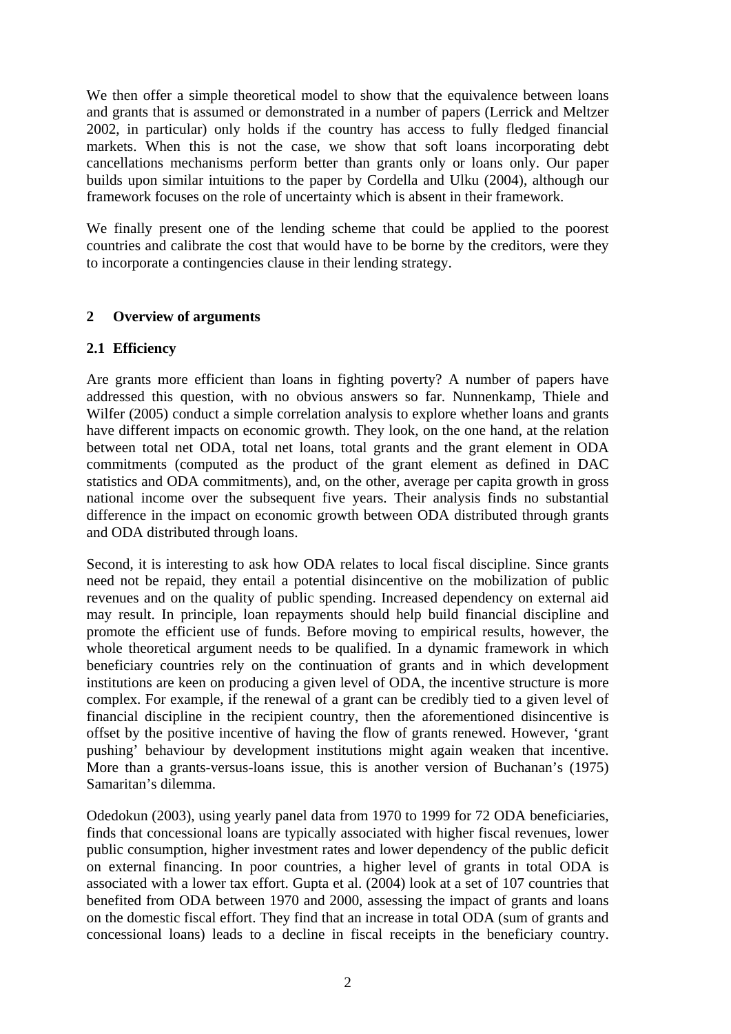We then offer a simple theoretical model to show that the equivalence between loans and grants that is assumed or demonstrated in a number of papers (Lerrick and Meltzer 2002, in particular) only holds if the country has access to fully fledged financial markets. When this is not the case, we show that soft loans incorporating debt cancellations mechanisms perform better than grants only or loans only. Our paper builds upon similar intuitions to the paper by Cordella and Ulku (2004), although our framework focuses on the role of uncertainty which is absent in their framework.

We finally present one of the lending scheme that could be applied to the poorest countries and calibrate the cost that would have to be borne by the creditors, were they to incorporate a contingencies clause in their lending strategy.

## 2 Overview of arguments

### 2.1 Efficiency

Are grants more efficient than loans in fighting poverty? A number of papers have addressed this question, with no obvious answers so far. Nunnenkamp, Thiele and Wilfer (2005) conduct a simple correlation analysis to explore whether loans and grants have different impacts on economic growth. They look, on the one hand, at the relation between total net ODA, total net loans, total grants and the grant element in ODA commitments (computed as the product of the grant element as defined in DAC statistics and ODA commitments), and, on the other, average per capita growth in gross national income over the subsequent five years. Their analysis finds no substantial difference in the impact on economic growth between ODA distributed through grants and ODA distributed through loans.

Second, it is interesting to ask how ODA relates to local fiscal discipline. Since grants need not be repaid, they entail a potential disincentive on the mobilization of public revenues and on the quality of public spending. Increased dependency on external aid may result. In principle, loan repayments should help build financial discipline and promote the efficient use of funds. Before moving to empirical results, however, the whole theoretical argument needs to be qualified. In a dynamic framework in which beneficiary countries rely on the continuation of grants and in which development institutions are keen on producing a given level of ODA, the incentive structure is more complex. For example, if the renewal of a grant can be credibly tied to a given level of financial discipline in the recipient country, then the aforementioned disincentive is offset by the positive incentive of having the flow of grants renewed. However, 'grant pushing' behaviour by development institutions might again weaken that incentive. More than a grants-versus-loans issue, this is another version of Buchanan's (1975) Samaritan's dilemma.

Odedokun (2003), using yearly panel data from 1970 to 1999 for 72 ODA beneficiaries, finds that concessional loans are typically associated with higher fiscal revenues, lower public consumption, higher investment rates and lower dependency of the public deficit on external financing. In poor countries, a higher level of grants in total ODA is associated with a lower tax effort. Gupta et al. (2004) look at a set of 107 countries that benefited from ODA between 1970 and 2000, assessing the impact of grants and loans on the domestic fiscal effort. They find that an increase in total ODA (sum of grants and concessional loans) leads to a decline in fiscal receipts in the beneficiary country.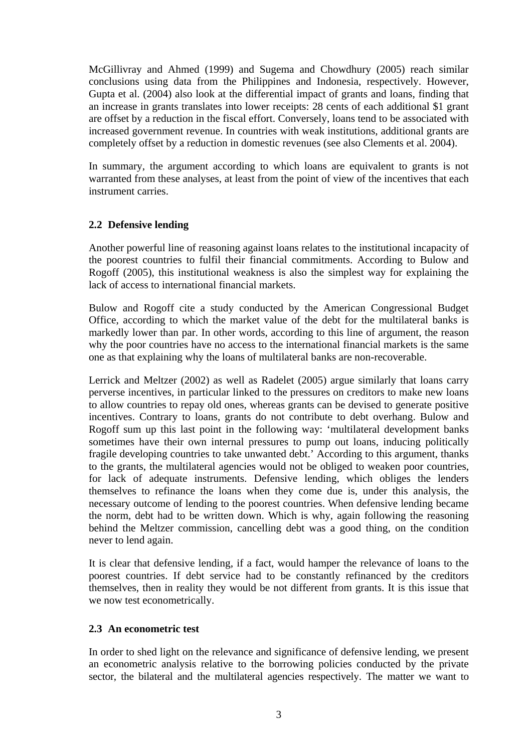McGillivray and Ahmed (1999) and Sugema and Chowdhury (2005) reach similar conclusions using data from the Philippines and Indonesia, respectively. However, Gupta et al. (2004) also look at the differential impact of grants and loans, finding that an increase in grants translates into lower receipts: 28 cents of each additional $1 grant are offset by a reduction in the fiscal effort. Conversely, loans tend to be associated with increased government revenue. In countries with weak institutions, additional grants are completely offset by a reduction in domestic revenues (see also Clements et al. 2004).

In summary, the argument according to which loans are equivalent to grants is not warranted from these analyses, at least from the point of view of the incentives that each instrument carries.

### 2.2 Defensive lending

Another powerful line of reasoning against loans relates to the institutional incapacity of the poorest countries to fulfil their financial commitments. According to Bulow and Rogoff (2005), this institutional weakness is also the simplest way for explaining the lack of access to international financial markets.

Bulow and Rogoff cite a study conducted by the American Congressional Budget Office, according to which the market value of the debt for the multilateral banks is markedly lower than par. In other words, according to this line of argument, the reason why the poor countries have no access to the international financial markets is the same one as that explaining why the loans of multilateral banks are non-recoverable.

Lerrick and Meltzer (2002) as well as Radelet (2005) argue similarly that loans carry perverse incentives, in particular linked to the pressures on creditors to make new loans to allow countries to repay old ones, whereas grants can be devised to generate positive incentives. Contrary to loans, grants do not contribute to debt overhang. Bulow and Rogoff sum up this last point in the following way: 'multilateral development banks sometimes have their own internal pressures to pump out loans, inducing politically fragile developing countries to take unwanted debt.' According to this argument, thanks to the grants, the multilateral agencies would not be obliged to weaken poor countries, for lack of adequate instruments. Defensive lending, which obliges the lenders themselves to refinance the loans when they come due is, under this analysis, the necessary outcome of lending to the poorest countries. When defensive lending became the norm, debt had to be written down. Which is why, again following the reasoning behind the Meltzer commission, cancelling debt was a good thing, on the condition never to lend again.

It is clear that defensive lending, if a fact, would hamper the relevance of loans to the poorest countries. If debt service had to be constantly refinanced by the creditors themselves, then in reality they would be not different from grants. It is this issue that we now test econometrically.

### 2.3 An econometric test

In order to shed light on the relevance and significance of defensive lending, we present an econometric analysis relative to the borrowing policies conducted by the private sector, the bilateral and the multilateral agencies respectively. The matter we want to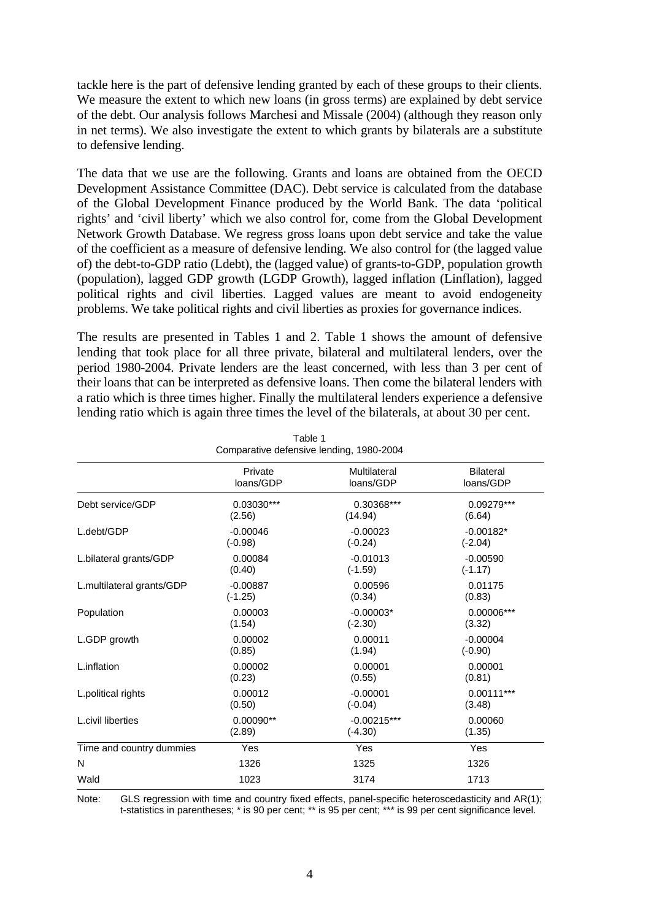tackle here is the part of defensive lending granted by each of these groups to their clients. We measure the extent to which new loans (in gross terms) are explained by debt service of the debt. Our analysis follows Marchesi and Missale (2004) (although they reason only in net terms). We also investigate the extent to which grants by bilaterals are a substitute to defensive lending.

The data that we use are the following. Grants and loans are obtained from the OECD Development Assistance Committee (DAC). Debt service is calculated from the database of the Global Development Finance produced by the World Bank. The data 'political rights' and 'civil liberty' which we also control for, come from the Global Development Network Growth Database. We regress gross loans upon debt service and take the value of the coefficient as a measure of defensive lending. We also control for (the lagged value of) the debt-to-GDP ratio (Ldebt), the (lagged value) of grants-to-GDP, population growth (population), lagged GDP growth (LGDP Growth), lagged inflation (Linflation), lagged political rights and civil liberties. Lagged values are meant to avoid endogeneity problems. We take political rights and civil liberties as proxies for governance indices.

The results are presented in Tables 1 and 2. Table 1 shows the amount of defensive lending that took place for all three private, bilateral and multilateral lenders, over the period 1980-2004. Private lenders are the least concerned, with less than 3 per cent of their loans that can be interpreted as defensive loans. Then come the bilateral lenders with a ratio which is three times higher. Finally the multilateral lenders experience a defensive lending ratio which is again three times the level of the bilaterals, at about 30 per cent.

Table 1
Comparative defensive lending, 1980-2004

| | Private loans/GDP | Multilateral loans/GDP | Bilateral loans/GDP |
|---|---|---|---|
| Debt service/GDP | 0.03030*** | 0.30368*** | 0.09279*** |
| | (2.56) | (14.94) | (6.64) |
| L.debt/GDP | -0.00046 | -0.00023 | -0.00182* |
| | (-0.98) | (-0.24) | (-2.04) |
| L.bilateral grants/GDP | 0.00084 | -0.01013 | -0.00590 |
| | (0.40) | (-1.59) | (-1.17) |
| L.multilateral grants/GDP | -0.00887 | 0.00596 | 0.01175 |
| | (-1.25) | (0.34) | (0.83) |
| Population | 0.00003 | -0.00003* | 0.00006*** |
| | (1.54) | (-2.30) | (3.32) |
| L.GDP growth | 0.00002 | 0.00011 | -0.00004 |
| | (0.85) | (1.94) | (-0.90) |
| L.inflation | 0.00002 | 0.00001 | 0.00001 |
| | (0.23) | (0.55) | (0.81) |
| L.political rights | 0.00012 | -0.00001 | 0.00111*** |
| | (0.50) | (-0.04) | (3.48) |
| L.civil liberties | 0.00090** | -0.00215*** | 0.00060 |
| | (2.89) | (-4.30) | (1.35) |
| Time and country dummies | Yes | Yes | Yes |
| N | 1326 | 1325 | 1326 |
| Wald | 1023 | 3174 | 1713 |

Note: GLS regression with time and country fixed effects, panel-specific heteroscedasticity and AR(1); t-statistics in parentheses; * is 90 per cent; ** is 95 per cent; *** is 99 per cent significance level.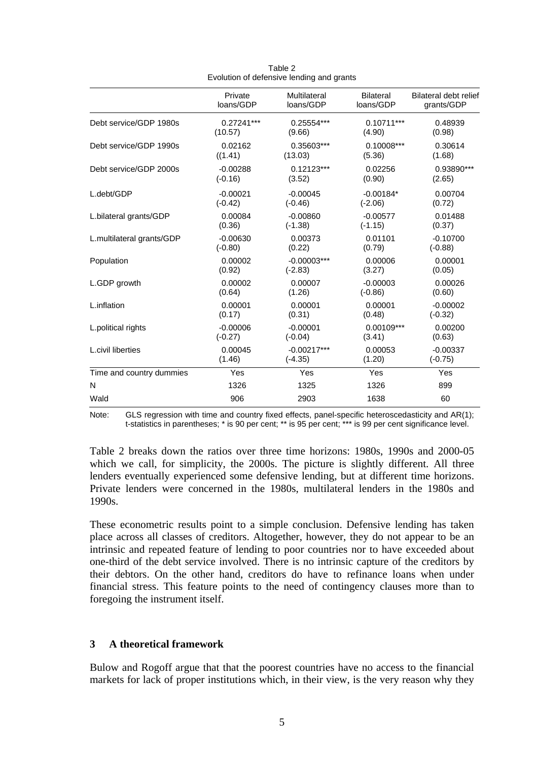Table 2
Evolution of defensive lending and grants

|  | Private loans/GDP | Multilateral loans/GDP | Bilateral loans/GDP | Bilateral debt relief grants/GDP |
|---|---|---|---|---|
| Debt service/GDP 1980s | 0.27241*** | 0.25554*** | 0.10711*** | 0.48939 |
|  | (10.57) | (9.66) | (4.90) | (0.98) |
| Debt service/GDP 1990s | 0.02162 | 0.35603*** | 0.10008*** | 0.30614 |
|  | ((1.41) | (13.03) | (5.36) | (1.68) |
| Debt service/GDP 2000s | -0.00288 | 0.12123*** | 0.02256 | 0.93890*** |
|  | (-0.16) | (3.52) | (0.90) | (2.65) |
| L.debt/GDP | -0.00021 | -0.00045 | -0.00184* | 0.00704 |
|  | (-0.42) | (-0.46) | (-2.06) | (0.72) |
| L.bilateral grants/GDP | 0.00084 | -0.00860 | -0.00577 | 0.01488 |
|  | (0.36) | (-1.38) | (-1.15) | (0.37) |
| L.multilateral grants/GDP | -0.00630 | 0.00373 | 0.01101 | -0.10700 |
|  | (-0.80) | (0.22) | (0.79) | (-0.88) |
| Population | 0.00002 | -0.00003*** | 0.00006 | 0.00001 |
|  | (0.92) | (-2.83) | (3.27) | (0.05) |
| L.GDP growth | 0.00002 | 0.00007 | -0.00003 | 0.00026 |
|  | (0.64) | (1.26) | (-0.86) | (0.60) |
| L.inflation | 0.00001 | 0.00001 | 0.00001 | -0.00002 |
|  | (0.17) | (0.31) | (0.48) | (-0.32) |
| L.political rights | -0.00006 | -0.00001 | 0.00109*** | 0.00200 |
|  | (-0.27) | (-0.04) | (3.41) | (0.63) |
| L.civil liberties | 0.00045 | -0.00217*** | 0.00053 | -0.00337 |
|  | (1.46) | (-4.35) | (1.20) | (-0.75) |
| Time and country dummies | Yes | Yes | Yes | Yes |
| N | 1326 | 1325 | 1326 | 899 |
| Wald | 906 | 2903 | 1638 | 60 |

Note: GLS regression with time and country fixed effects, panel-specific heteroscedasticity and AR(1); t-statistics in parentheses; * is 90 per cent; ** is 95 per cent; *** is 99 per cent significance level.

Table 2 breaks down the ratios over three time horizons: 1980s, 1990s and 2000-05 which we call, for simplicity, the 2000s. The picture is slightly different. All three lenders eventually experienced some defensive lending, but at different time horizons. Private lenders were concerned in the 1980s, multilateral lenders in the 1980s and 1990s.

These econometric results point to a simple conclusion. Defensive lending has taken place across all classes of creditors. Altogether, however, they do not appear to be an intrinsic and repeated feature of lending to poor countries nor to have exceeded about one-third of the debt service involved. There is no intrinsic capture of the creditors by their debtors. On the other hand, creditors do have to refinance loans when under financial stress. This feature points to the need of contingency clauses more than to foregoing the instrument itself.

## 3 A theoretical framework

Bulow and Rogoff argue that that the poorest countries have no access to the financial markets for lack of proper institutions which, in their view, is the very reason why they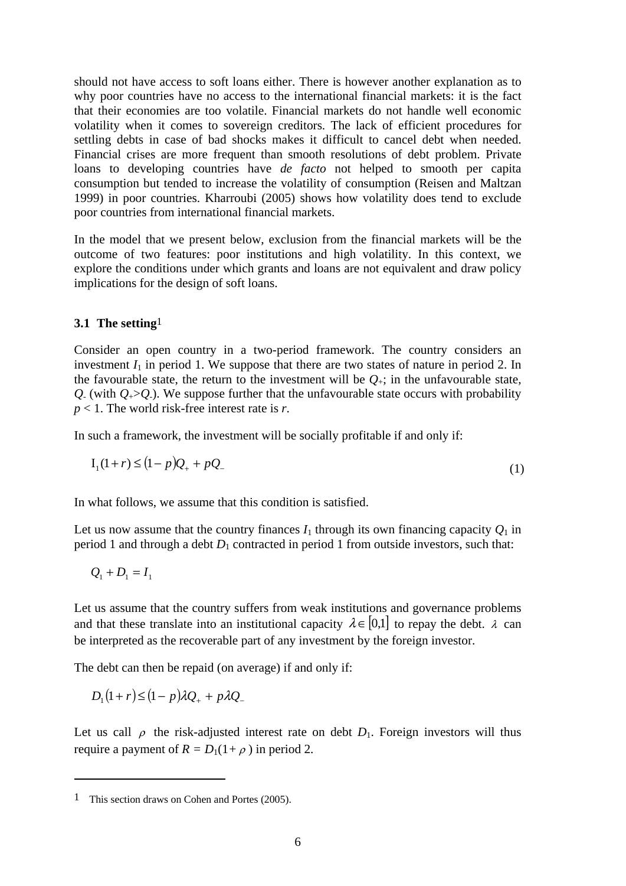should not have access to soft loans either. There is however another explanation as to why poor countries have no access to the international financial markets: it is the fact that their economies are too volatile. Financial markets do not handle well economic volatility when it comes to sovereign creditors. The lack of efficient procedures for settling debts in case of bad shocks makes it difficult to cancel debt when needed. Financial crises are more frequent than smooth resolutions of debt problem. Private loans to developing countries have *de facto* not helped to smooth per capita consumption but tended to increase the volatility of consumption (Reisen and Maltzan 1999) in poor countries. Kharroubi (2005) shows how volatility does tend to exclude poor countries from international financial markets.

In the model that we present below, exclusion from the financial markets will be the outcome of two features: poor institutions and high volatility. In this context, we explore the conditions under which grants and loans are not equivalent and draw policy implications for the design of soft loans.

### 3.1 The setting[1]

Consider an open country in a two-period framework. The country considers an investment $I_1$ in period 1. We suppose that there are two states of nature in period 2. In the favourable state, the return to the investment will be $Q_+$; in the unfavourable state, $Q_-$ (with $Q_+ > Q_-$). We suppose further that the unfavourable state occurs with probability $p < 1$. The world risk-free interest rate is $r$.

In such a framework, the investment will be socially profitable if and only if:

$$I_1(1+r) \leq (1-p)Q_+ + pQ_- \tag{1}$$

In what follows, we assume that this condition is satisfied.

Let us now assume that the country finances $I_1$ through its own financing capacity $Q_1$ in period 1 and through a debt $D_1$ contracted in period 1 from outside investors, such that:

$$Q_1 + D_1 = I_1$$

Let us assume that the country suffers from weak institutions and governance problems and that these translate into an institutional capacity $\lambda \in [0,1]$ to repay the debt. $\lambda$ can be interpreted as the recoverable part of any investment by the foreign investor.

The debt can then be repaid (on average) if and only if:

$$D_1(1+r) \leq (1-p)\lambda Q_+ + p\lambda Q_-$$

Let us call $\rho$ the risk-adjusted interest rate on debt $D_1$. Foreign investors will thus require a payment of $R = D_1(1+\rho)$ in period 2.

---

[1] This section draws on Cohen and Portes (2005).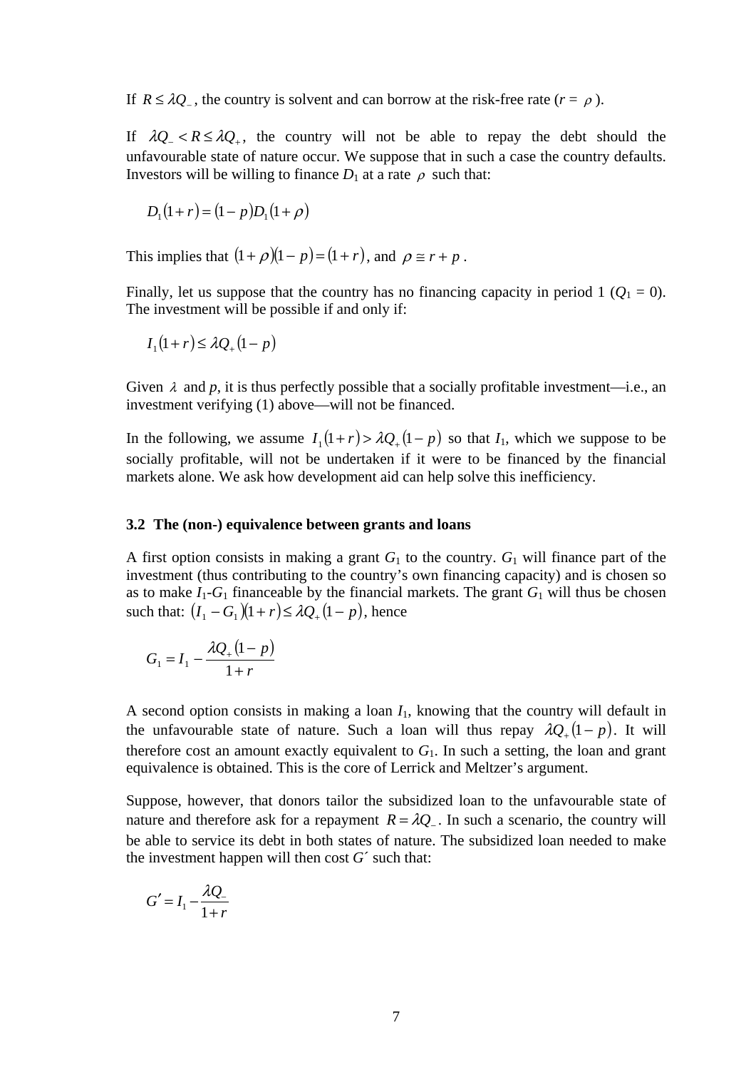If $R \leq \lambda Q_-$, the country is solvent and can borrow at the risk-free rate ($r = \rho$).

If $\lambda Q_- < R \leq \lambda Q_+$, the country will not be able to repay the debt should the unfavourable state of nature occur. We suppose that in such a case the country defaults. Investors will be willing to finance $D_1$ at a rate $\rho$ such that:

$$D_1(1+r) = (1-p)D_1(1+\rho)$$

This implies that $(1+\rho)(1-p) = (1+r)$, and $\rho \cong r + p$.

Finally, let us suppose that the country has no financing capacity in period 1 ($Q_1 = 0$). The investment will be possible if and only if:

$$I_1(1+r) \leq \lambda Q_+(1-p)$$

Given $\lambda$ and $p$, it is thus perfectly possible that a socially profitable investment—i.e., an investment verifying (1) above—will not be financed.

In the following, we assume $I_1(1+r) > \lambda Q_+(1-p)$ so that $I_1$, which we suppose to be socially profitable, will not be undertaken if it were to be financed by the financial markets alone. We ask how development aid can help solve this inefficiency.

### 3.2 The (non-) equivalence between grants and loans

A first option consists in making a grant $G_1$ to the country. $G_1$ will finance part of the investment (thus contributing to the country's own financing capacity) and is chosen so as to make $I_1$-$G_1$ financeable by the financial markets. The grant $G_1$ will thus be chosen such that: $(I_1 - G_1)(1+r) \leq \lambda Q_+(1-p)$, hence

$$G_1 = I_1 - \frac{\lambda Q_+(1-p)}{1+r}$$

A second option consists in making a loan $I_1$, knowing that the country will default in the unfavourable state of nature. Such a loan will thus repay $\lambda Q_+(1-p)$. It will therefore cost an amount exactly equivalent to $G_1$. In such a setting, the loan and grant equivalence is obtained. This is the core of Lerrick and Meltzer's argument.

Suppose, however, that donors tailor the subsidized loan to the unfavourable state of nature and therefore ask for a repayment $R = \lambda Q_-$. In such a scenario, the country will be able to service its debt in both states of nature. The subsidized loan needed to make the investment happen will then cost $G'$ such that:

$$G' = I_1 - \frac{\lambda Q_-}{1+r}$$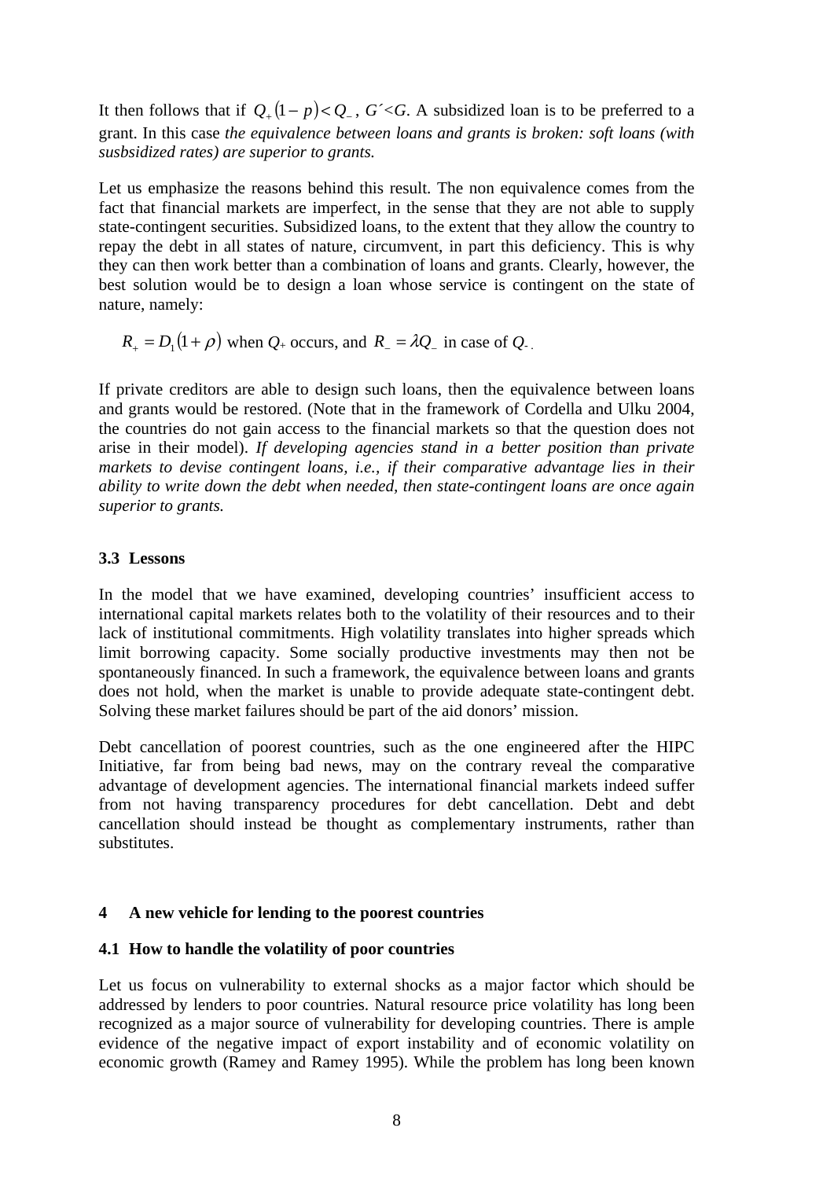It then follows that if $Q_+(1-p) < Q_-$, $G' < G$. A subsidized loan is to be preferred to a grant. In this case *the equivalence between loans and grants is broken: soft loans (with susbsidized rates) are superior to grants.*

Let us emphasize the reasons behind this result. The non equivalence comes from the fact that financial markets are imperfect, in the sense that they are not able to supply state-contingent securities. Subsidized loans, to the extent that they allow the country to repay the debt in all states of nature, circumvent, in part this deficiency. This is why they can then work better than a combination of loans and grants. Clearly, however, the best solution would be to design a loan whose service is contingent on the state of nature, namely:

$R_+ = D_1(1+\rho)$ when $Q_+$ occurs, and $R_- = \lambda Q_-$ in case of $Q_-$.

If private creditors are able to design such loans, then the equivalence between loans and grants would be restored. (Note that in the framework of Cordella and Ulku 2004, the countries do not gain access to the financial markets so that the question does not arise in their model). *If developing agencies stand in a better position than private markets to devise contingent loans, i.e., if their comparative advantage lies in their ability to write down the debt when needed, then state-contingent loans are once again superior to grants.*

### 3.3 Lessons

In the model that we have examined, developing countries' insufficient access to international capital markets relates both to the volatility of their resources and to their lack of institutional commitments. High volatility translates into higher spreads which limit borrowing capacity. Some socially productive investments may then not be spontaneously financed. In such a framework, the equivalence between loans and grants does not hold, when the market is unable to provide adequate state-contingent debt. Solving these market failures should be part of the aid donors' mission.

Debt cancellation of poorest countries, such as the one engineered after the HIPC Initiative, far from being bad news, may on the contrary reveal the comparative advantage of development agencies. The international financial markets indeed suffer from not having transparency procedures for debt cancellation. Debt and debt cancellation should instead be thought as complementary instruments, rather than substitutes.

## 4 A new vehicle for lending to the poorest countries

### 4.1 How to handle the volatility of poor countries

Let us focus on vulnerability to external shocks as a major factor which should be addressed by lenders to poor countries. Natural resource price volatility has long been recognized as a major source of vulnerability for developing countries. There is ample evidence of the negative impact of export instability and of economic volatility on economic growth (Ramey and Ramey 1995). While the problem has long been known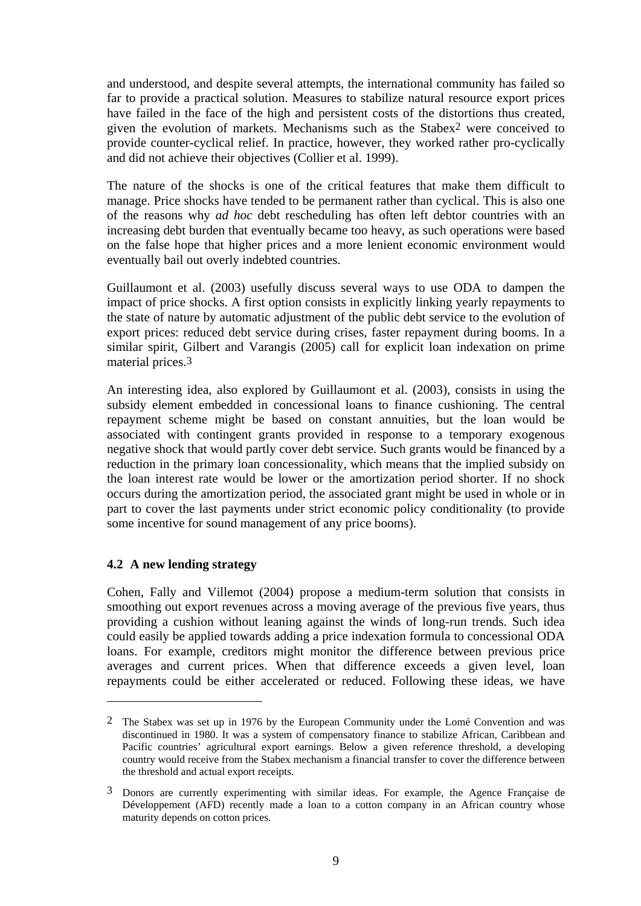and understood, and despite several attempts, the international community has failed so far to provide a practical solution. Measures to stabilize natural resource export prices have failed in the face of the high and persistent costs of the distortions thus created, given the evolution of markets. Mechanisms such as the Stabex[2] were conceived to provide counter-cyclical relief. In practice, however, they worked rather pro-cyclically and did not achieve their objectives (Collier et al. 1999).

The nature of the shocks is one of the critical features that make them difficult to manage. Price shocks have tended to be permanent rather than cyclical. This is also one of the reasons why *ad hoc* debt rescheduling has often left debtor countries with an increasing debt burden that eventually became too heavy, as such operations were based on the false hope that higher prices and a more lenient economic environment would eventually bail out overly indebted countries.

Guillaumont et al. (2003) usefully discuss several ways to use ODA to dampen the impact of price shocks. A first option consists in explicitly linking yearly repayments to the state of nature by automatic adjustment of the public debt service to the evolution of export prices: reduced debt service during crises, faster repayment during booms. In a similar spirit, Gilbert and Varangis (2005) call for explicit loan indexation on prime material prices.[3]

An interesting idea, also explored by Guillaumont et al. (2003), consists in using the subsidy element embedded in concessional loans to finance cushioning. The central repayment scheme might be based on constant annuities, but the loan would be associated with contingent grants provided in response to a temporary exogenous negative shock that would partly cover debt service. Such grants would be financed by a reduction in the primary loan concessionality, which means that the implied subsidy on the loan interest rate would be lower or the amortization period shorter. If no shock occurs during the amortization period, the associated grant might be used in whole or in part to cover the last payments under strict economic policy conditionality (to provide some incentive for sound management of any price booms).

### 4.2 A new lending strategy

Cohen, Fally and Villemot (2004) propose a medium-term solution that consists in smoothing out export revenues across a moving average of the previous five years, thus providing a cushion without leaning against the winds of long-run trends. Such idea could easily be applied towards adding a price indexation formula to concessional ODA loans. For example, creditors might monitor the difference between previous price averages and current prices. When that difference exceeds a given level, loan repayments could be either accelerated or reduced. Following these ideas, we have

---

[2] The Stabex was set up in 1976 by the European Community under the Lomé Convention and was discontinued in 1980. It was a system of compensatory finance to stabilize African, Caribbean and Pacific countries' agricultural export earnings. Below a given reference threshold, a developing country would receive from the Stabex mechanism a financial transfer to cover the difference between the threshold and actual export receipts.

[3] Donors are currently experimenting with similar ideas. For example, the Agence Française de Développement (AFD) recently made a loan to a cotton company in an African country whose maturity depends on cotton prices.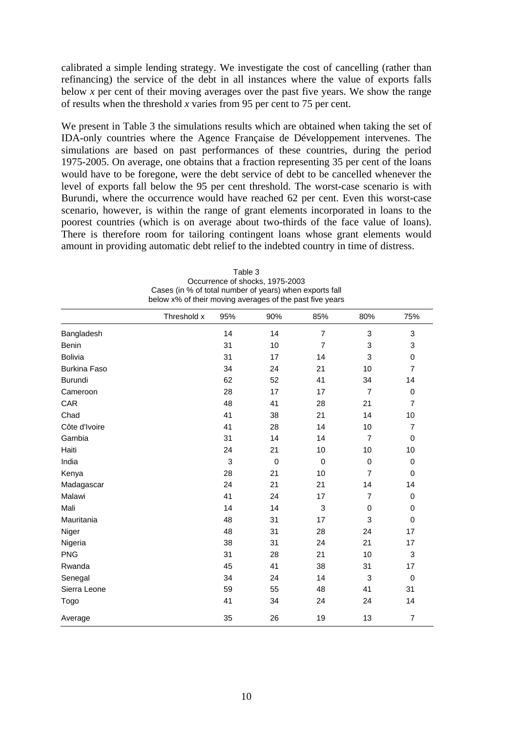calibrated a simple lending strategy. We investigate the cost of cancelling (rather than refinancing) the service of the debt in all instances where the value of exports falls below *x* per cent of their moving averages over the past five years. We show the range of results when the threshold *x* varies from 95 per cent to 75 per cent.

We present in Table 3 the simulations results which are obtained when taking the set of IDA-only countries where the Agence Française de Développement intervenes. The simulations are based on past performances of these countries, during the period 1975-2005. On average, one obtains that a fraction representing 35 per cent of the loans would have to be foregone, were the debt service of debt to be cancelled whenever the level of exports fall below the 95 per cent threshold. The worst-case scenario is with Burundi, where the occurrence would have reached 62 per cent. Even this worst-case scenario, however, is within the range of grant elements incorporated in loans to the poorest countries (which is on average about two-thirds of the face value of loans). There is therefore room for tailoring contingent loans whose grant elements would amount in providing automatic debt relief to the indebted country in time of distress.

Table 3
Occurrence of shocks, 1975-2003
Cases (in % of total number of years) when exports fall below x% of their moving averages of the past five years

| | Threshold x | 95% | 90% | 85% | 80% | 75% |
|---|---|---|---|---|---|---|
| Bangladesh | | 14 | 14 | 7 | 3 | 3 |
| Benin | | 31 | 10 | 7 | 3 | 3 |
| Bolivia | | 31 | 17 | 14 | 3 | 0 |
| Burkina Faso | | 34 | 24 | 21 | 10 | 7 |
| Burundi | | 62 | 52 | 41 | 34 | 14 |
| Cameroon | | 28 | 17 | 17 | 7 | 0 |
| CAR | | 48 | 41 | 28 | 21 | 7 |
| Chad | | 41 | 38 | 21 | 14 | 10 |
| Côte d'Ivoire | | 41 | 28 | 14 | 10 | 7 |
| Gambia | | 31 | 14 | 14 | 7 | 0 |
| Haiti | | 24 | 21 | 10 | 10 | 10 |
| India | | 3 | 0 | 0 | 0 | 0 |
| Kenya | | 28 | 21 | 10 | 7 | 0 |
| Madagascar | | 24 | 21 | 21 | 14 | 14 |
| Malawi | | 41 | 24 | 17 | 7 | 0 |
| Mali | | 14 | 14 | 3 | 0 | 0 |
| Mauritania | | 48 | 31 | 17 | 3 | 0 |
| Niger | | 48 | 31 | 28 | 24 | 17 |
| Nigeria | | 38 | 31 | 24 | 21 | 17 |
| PNG | | 31 | 28 | 21 | 10 | 3 |
| Rwanda | | 45 | 41 | 38 | 31 | 17 |
| Senegal | | 34 | 24 | 14 | 3 | 0 |
| Sierra Leone | | 59 | 55 | 48 | 41 | 31 |
| Togo | | 41 | 34 | 24 | 24 | 14 |
| Average | | 35 | 26 | 19 | 13 | 7 |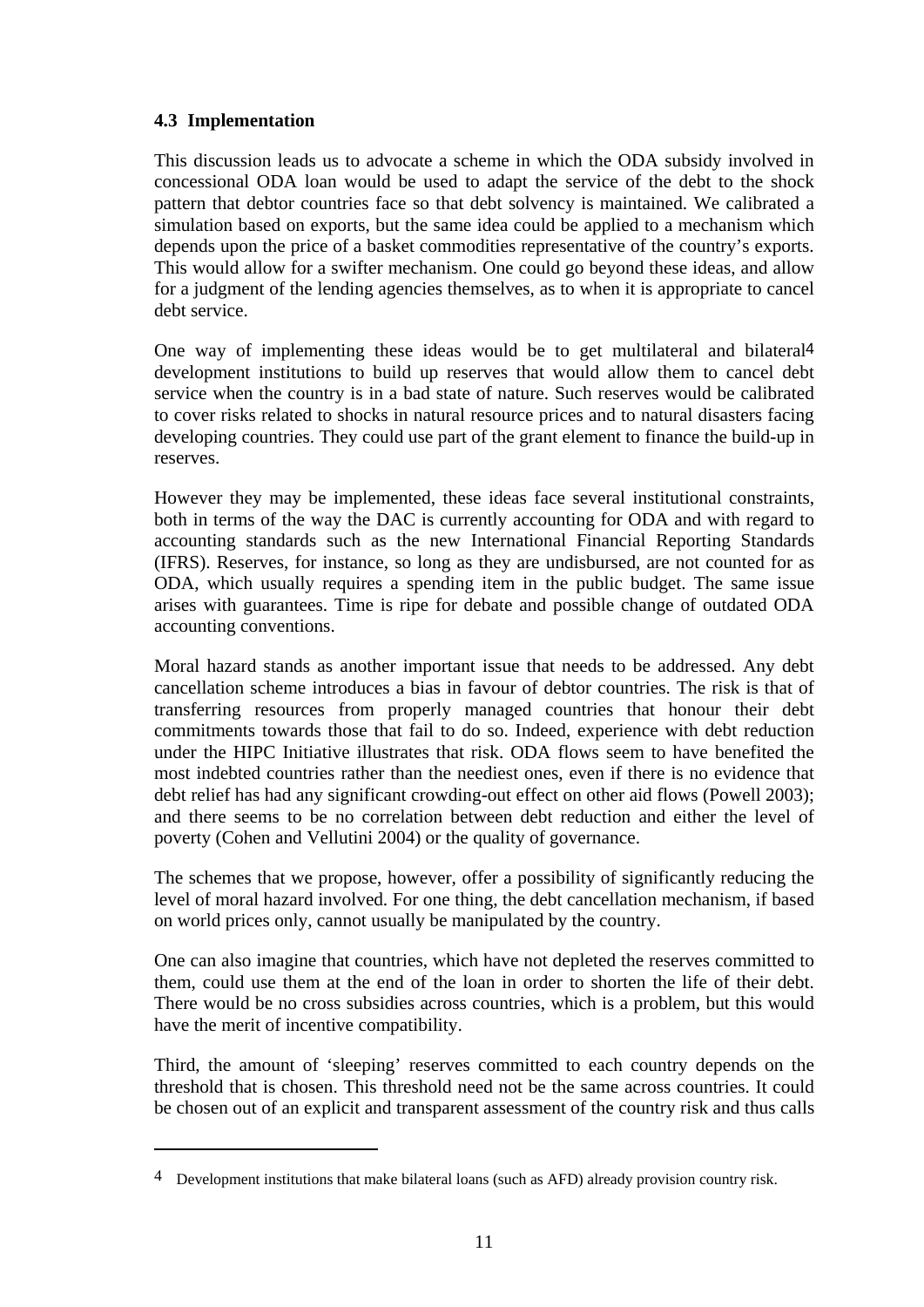### 4.3 Implementation

This discussion leads us to advocate a scheme in which the ODA subsidy involved in concessional ODA loan would be used to adapt the service of the debt to the shock pattern that debtor countries face so that debt solvency is maintained. We calibrated a simulation based on exports, but the same idea could be applied to a mechanism which depends upon the price of a basket commodities representative of the country's exports. This would allow for a swifter mechanism. One could go beyond these ideas, and allow for a judgment of the lending agencies themselves, as to when it is appropriate to cancel debt service.

One way of implementing these ideas would be to get multilateral and bilateral[4] development institutions to build up reserves that would allow them to cancel debt service when the country is in a bad state of nature. Such reserves would be calibrated to cover risks related to shocks in natural resource prices and to natural disasters facing developing countries. They could use part of the grant element to finance the build-up in reserves.

However they may be implemented, these ideas face several institutional constraints, both in terms of the way the DAC is currently accounting for ODA and with regard to accounting standards such as the new International Financial Reporting Standards (IFRS). Reserves, for instance, so long as they are undisbursed, are not counted for as ODA, which usually requires a spending item in the public budget. The same issue arises with guarantees. Time is ripe for debate and possible change of outdated ODA accounting conventions.

Moral hazard stands as another important issue that needs to be addressed. Any debt cancellation scheme introduces a bias in favour of debtor countries. The risk is that of transferring resources from properly managed countries that honour their debt commitments towards those that fail to do so. Indeed, experience with debt reduction under the HIPC Initiative illustrates that risk. ODA flows seem to have benefited the most indebted countries rather than the neediest ones, even if there is no evidence that debt relief has had any significant crowding-out effect on other aid flows (Powell 2003); and there seems to be no correlation between debt reduction and either the level of poverty (Cohen and Vellutini 2004) or the quality of governance.

The schemes that we propose, however, offer a possibility of significantly reducing the level of moral hazard involved. For one thing, the debt cancellation mechanism, if based on world prices only, cannot usually be manipulated by the country.

One can also imagine that countries, which have not depleted the reserves committed to them, could use them at the end of the loan in order to shorten the life of their debt. There would be no cross subsidies across countries, which is a problem, but this would have the merit of incentive compatibility.

Third, the amount of 'sleeping' reserves committed to each country depends on the threshold that is chosen. This threshold need not be the same across countries. It could be chosen out of an explicit and transparent assessment of the country risk and thus calls

---

[4] Development institutions that make bilateral loans (such as AFD) already provision country risk.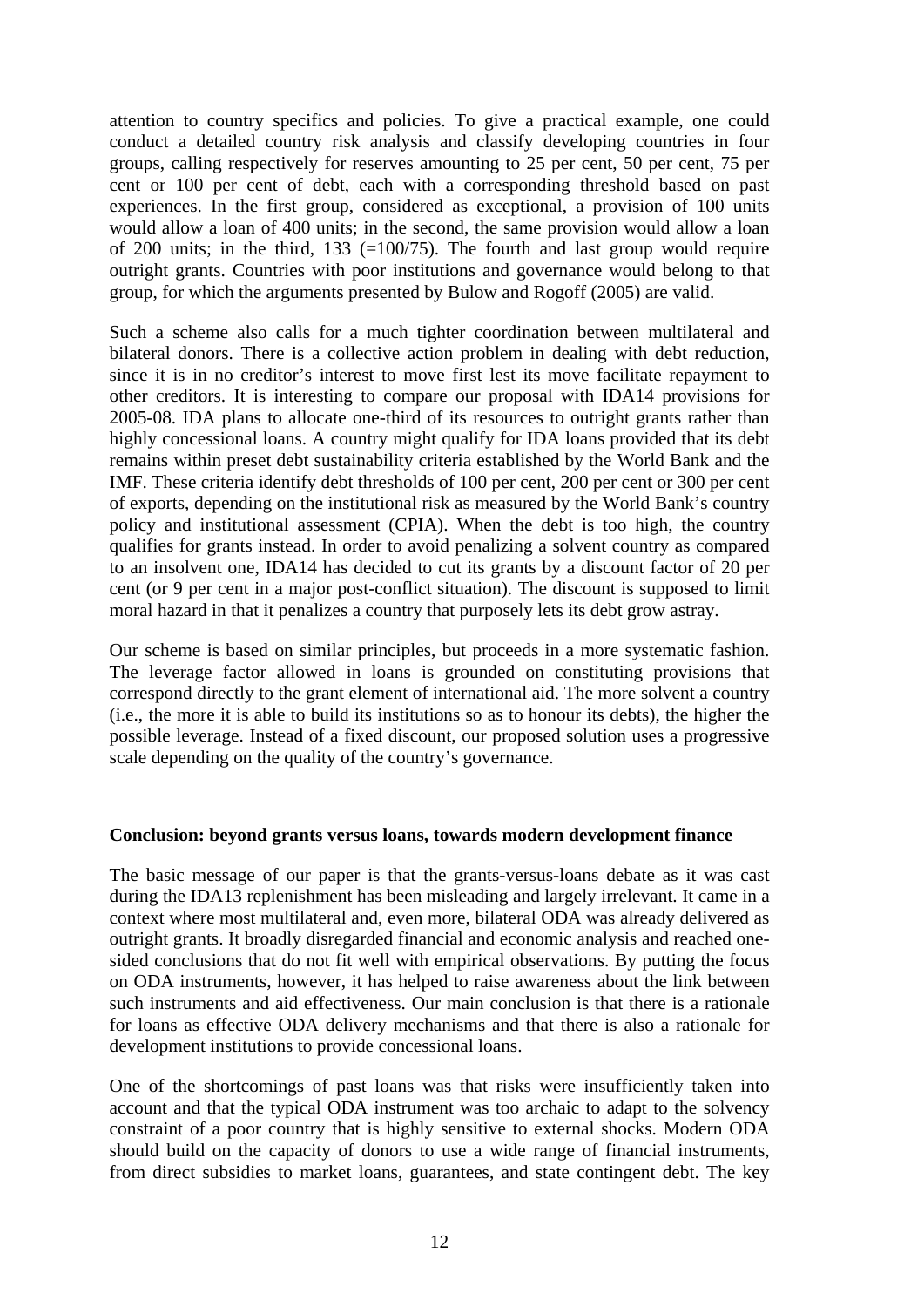attention to country specifics and policies. To give a practical example, one could conduct a detailed country risk analysis and classify developing countries in four groups, calling respectively for reserves amounting to 25 per cent, 50 per cent, 75 per cent or 100 per cent of debt, each with a corresponding threshold based on past experiences. In the first group, considered as exceptional, a provision of 100 units would allow a loan of 400 units; in the second, the same provision would allow a loan of 200 units; in the third, 133 (=100/75). The fourth and last group would require outright grants. Countries with poor institutions and governance would belong to that group, for which the arguments presented by Bulow and Rogoff (2005) are valid.

Such a scheme also calls for a much tighter coordination between multilateral and bilateral donors. There is a collective action problem in dealing with debt reduction, since it is in no creditor's interest to move first lest its move facilitate repayment to other creditors. It is interesting to compare our proposal with IDA14 provisions for 2005-08. IDA plans to allocate one-third of its resources to outright grants rather than highly concessional loans. A country might qualify for IDA loans provided that its debt remains within preset debt sustainability criteria established by the World Bank and the IMF. These criteria identify debt thresholds of 100 per cent, 200 per cent or 300 per cent of exports, depending on the institutional risk as measured by the World Bank's country policy and institutional assessment (CPIA). When the debt is too high, the country qualifies for grants instead. In order to avoid penalizing a solvent country as compared to an insolvent one, IDA14 has decided to cut its grants by a discount factor of 20 per cent (or 9 per cent in a major post-conflict situation). The discount is supposed to limit moral hazard in that it penalizes a country that purposely lets its debt grow astray.

Our scheme is based on similar principles, but proceeds in a more systematic fashion. The leverage factor allowed in loans is grounded on constituting provisions that correspond directly to the grant element of international aid. The more solvent a country (i.e., the more it is able to build its institutions so as to honour its debts), the higher the possible leverage. Instead of a fixed discount, our proposed solution uses a progressive scale depending on the quality of the country's governance.

## Conclusion: beyond grants versus loans, towards modern development finance

The basic message of our paper is that the grants-versus-loans debate as it was cast during the IDA13 replenishment has been misleading and largely irrelevant. It came in a context where most multilateral and, even more, bilateral ODA was already delivered as outright grants. It broadly disregarded financial and economic analysis and reached one-sided conclusions that do not fit well with empirical observations. By putting the focus on ODA instruments, however, it has helped to raise awareness about the link between such instruments and aid effectiveness. Our main conclusion is that there is a rationale for loans as effective ODA delivery mechanisms and that there is also a rationale for development institutions to provide concessional loans.

One of the shortcomings of past loans was that risks were insufficiently taken into account and that the typical ODA instrument was too archaic to adapt to the solvency constraint of a poor country that is highly sensitive to external shocks. Modern ODA should build on the capacity of donors to use a wide range of financial instruments, from direct subsidies to market loans, guarantees, and state contingent debt. The key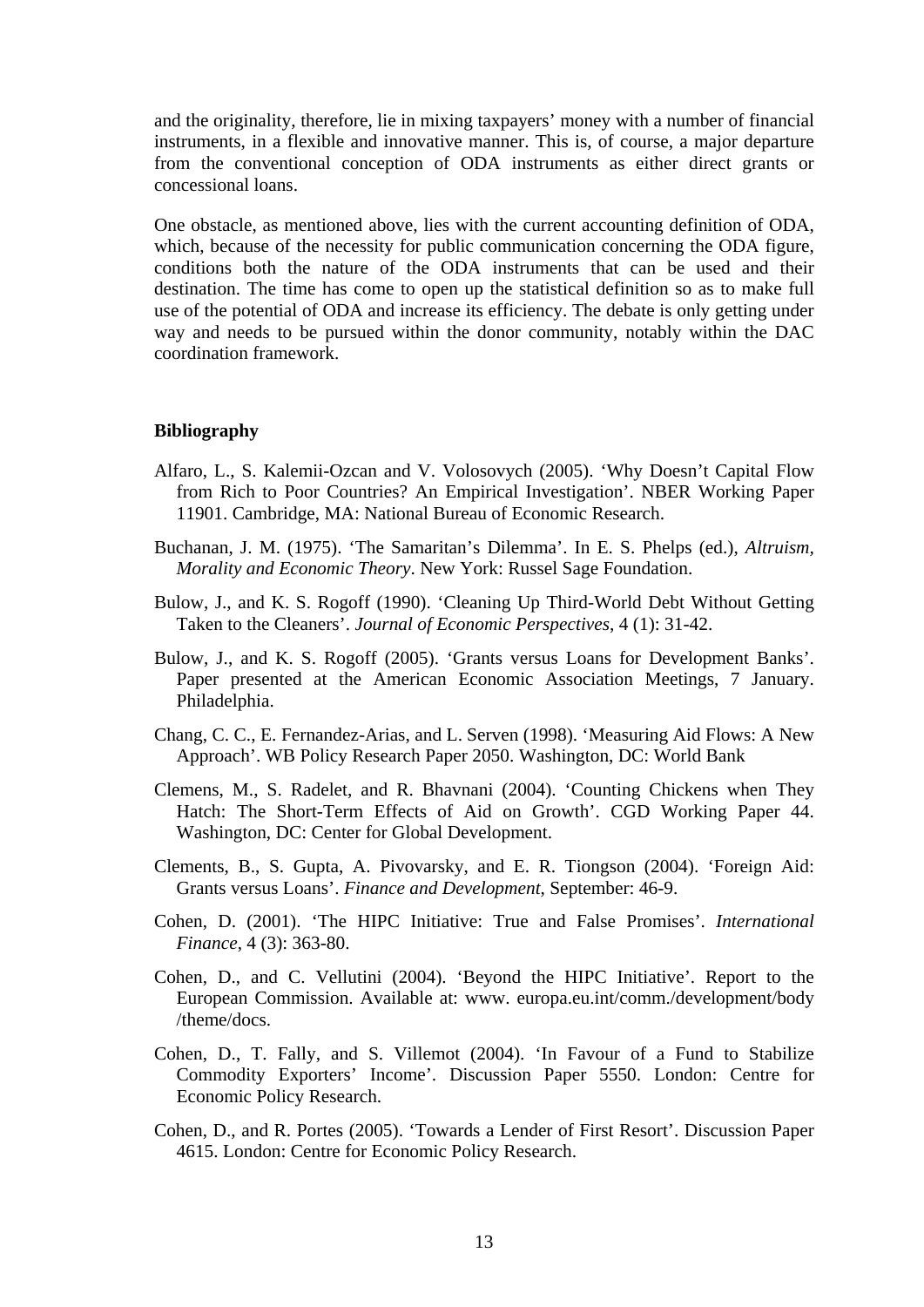and the originality, therefore, lie in mixing taxpayers' money with a number of financial instruments, in a flexible and innovative manner. This is, of course, a major departure from the conventional conception of ODA instruments as either direct grants or concessional loans.

One obstacle, as mentioned above, lies with the current accounting definition of ODA, which, because of the necessity for public communication concerning the ODA figure, conditions both the nature of the ODA instruments that can be used and their destination. The time has come to open up the statistical definition so as to make full use of the potential of ODA and increase its efficiency. The debate is only getting under way and needs to be pursued within the donor community, notably within the DAC coordination framework.

**Bibliography**

Alfaro, L., S. Kalemii-Ozcan and V. Volosovych (2005). 'Why Doesn't Capital Flow from Rich to Poor Countries? An Empirical Investigation'. NBER Working Paper 11901. Cambridge, MA: National Bureau of Economic Research.

Buchanan, J. M. (1975). 'The Samaritan's Dilemma'. In E. S. Phelps (ed.), *Altruism, Morality and Economic Theory*. New York: Russel Sage Foundation.

Bulow, J., and K. S. Rogoff (1990). 'Cleaning Up Third-World Debt Without Getting Taken to the Cleaners'. *Journal of Economic Perspectives*, 4 (1): 31-42.

Bulow, J., and K. S. Rogoff (2005). 'Grants versus Loans for Development Banks'. Paper presented at the American Economic Association Meetings, 7 January. Philadelphia.

Chang, C. C., E. Fernandez-Arias, and L. Serven (1998). 'Measuring Aid Flows: A New Approach'. WB Policy Research Paper 2050. Washington, DC: World Bank

Clemens, M., S. Radelet, and R. Bhavnani (2004). 'Counting Chickens when They Hatch: The Short-Term Effects of Aid on Growth'. CGD Working Paper 44. Washington, DC: Center for Global Development.

Clements, B., S. Gupta, A. Pivovarsky, and E. R. Tiongson (2004). 'Foreign Aid: Grants versus Loans'. *Finance and Development*, September: 46-9.

Cohen, D. (2001). 'The HIPC Initiative: True and False Promises'. *International Finance*, 4 (3): 363-80.

Cohen, D., and C. Vellutini (2004). 'Beyond the HIPC Initiative'. Report to the European Commission. Available at: www. europa.eu.int/comm./development/body /theme/docs.

Cohen, D., T. Fally, and S. Villemot (2004). 'In Favour of a Fund to Stabilize Commodity Exporters' Income'. Discussion Paper 5550. London: Centre for Economic Policy Research.

Cohen, D., and R. Portes (2005). 'Towards a Lender of First Resort'. Discussion Paper 4615. London: Centre for Economic Policy Research.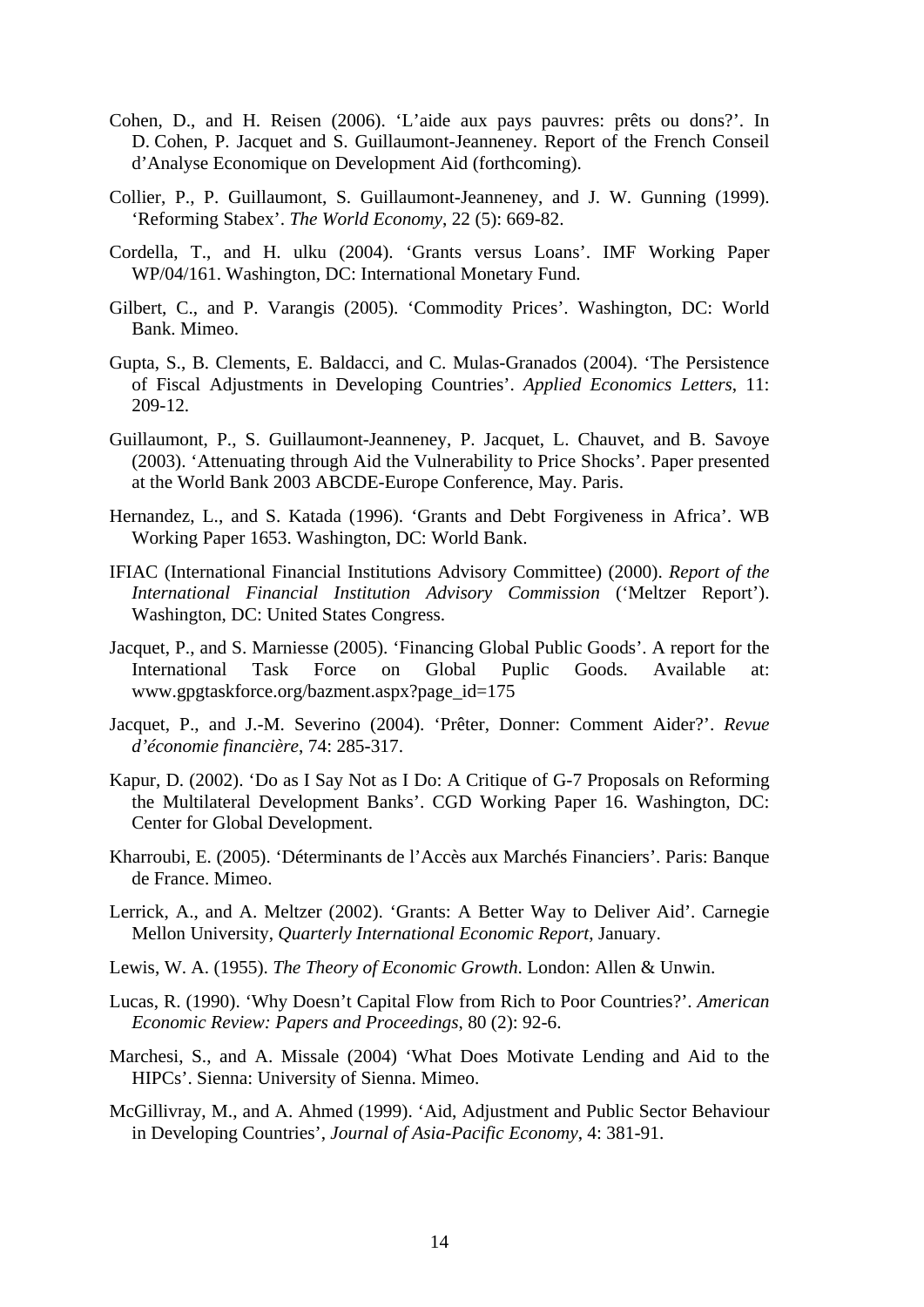Cohen, D., and H. Reisen (2006). 'L'aide aux pays pauvres: prêts ou dons?'. In D. Cohen, P. Jacquet and S. Guillaumont-Jeanneney. Report of the French Conseil d'Analyse Economique on Development Aid (forthcoming).

Collier, P., P. Guillaumont, S. Guillaumont-Jeanneney, and J. W. Gunning (1999). 'Reforming Stabex'. *The World Economy*, 22 (5): 669-82.

Cordella, T., and H. ulku (2004). 'Grants versus Loans'. IMF Working Paper WP/04/161. Washington, DC: International Monetary Fund.

Gilbert, C., and P. Varangis (2005). 'Commodity Prices'. Washington, DC: World Bank. Mimeo.

Gupta, S., B. Clements, E. Baldacci, and C. Mulas-Granados (2004). 'The Persistence of Fiscal Adjustments in Developing Countries'. *Applied Economics Letters*, 11: 209-12.

Guillaumont, P., S. Guillaumont-Jeanneney, P. Jacquet, L. Chauvet, and B. Savoye (2003). 'Attenuating through Aid the Vulnerability to Price Shocks'. Paper presented at the World Bank 2003 ABCDE-Europe Conference, May. Paris.

Hernandez, L., and S. Katada (1996). 'Grants and Debt Forgiveness in Africa'. WB Working Paper 1653. Washington, DC: World Bank.

IFIAC (International Financial Institutions Advisory Committee) (2000). *Report of the International Financial Institution Advisory Commission* ('Meltzer Report'). Washington, DC: United States Congress.

Jacquet, P., and S. Marniesse (2005). 'Financing Global Public Goods'. A report for the International Task Force on Global Puplic Goods. Available at: www.gpgtaskforce.org/bazment.aspx?page_id=175

Jacquet, P., and J.-M. Severino (2004). 'Prêter, Donner: Comment Aider?'. *Revue d'économie financière*, 74: 285-317.

Kapur, D. (2002). 'Do as I Say Not as I Do: A Critique of G-7 Proposals on Reforming the Multilateral Development Banks'. CGD Working Paper 16. Washington, DC: Center for Global Development.

Kharroubi, E. (2005). 'Déterminants de l'Accès aux Marchés Financiers'. Paris: Banque de France. Mimeo.

Lerrick, A., and A. Meltzer (2002). 'Grants: A Better Way to Deliver Aid'. Carnegie Mellon University, *Quarterly International Economic Report*, January.

Lewis, W. A. (1955). *The Theory of Economic Growth*. London: Allen & Unwin.

Lucas, R. (1990). 'Why Doesn't Capital Flow from Rich to Poor Countries?'. *American Economic Review: Papers and Proceedings*, 80 (2): 92-6.

Marchesi, S., and A. Missale (2004) 'What Does Motivate Lending and Aid to the HIPCs'. Sienna: University of Sienna. Mimeo.

McGillivray, M., and A. Ahmed (1999). 'Aid, Adjustment and Public Sector Behaviour in Developing Countries', *Journal of Asia-Pacific Economy*, 4: 381-91.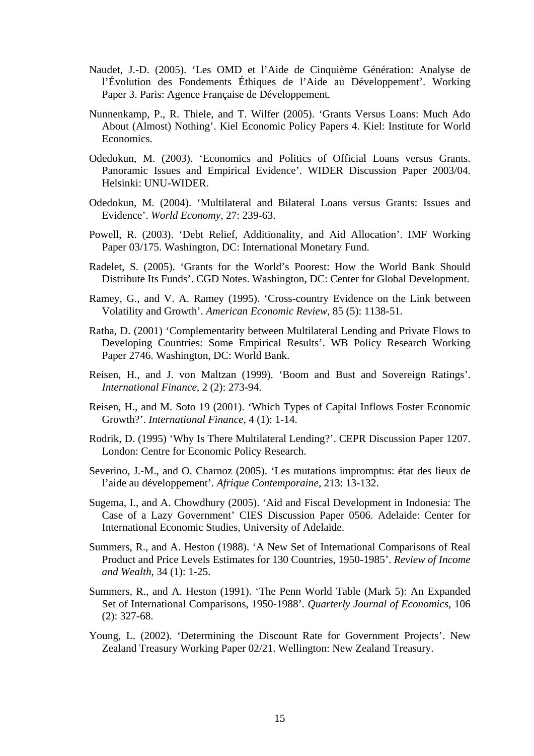Naudet, J.-D. (2005). 'Les OMD et l'Aide de Cinquième Génération: Analyse de l'Évolution des Fondements Éthiques de l'Aide au Développement'. Working Paper 3. Paris: Agence Française de Développement.

Nunnenkamp, P., R. Thiele, and T. Wilfer (2005). 'Grants Versus Loans: Much Ado About (Almost) Nothing'. Kiel Economic Policy Papers 4. Kiel: Institute for World Economics.

Odedokun, M. (2003). 'Economics and Politics of Official Loans versus Grants. Panoramic Issues and Empirical Evidence'. WIDER Discussion Paper 2003/04. Helsinki: UNU-WIDER.

Odedokun, M. (2004). 'Multilateral and Bilateral Loans versus Grants: Issues and Evidence'. *World Economy*, 27: 239-63.

Powell, R. (2003). 'Debt Relief, Additionality, and Aid Allocation'. IMF Working Paper 03/175. Washington, DC: International Monetary Fund.

Radelet, S. (2005). 'Grants for the World's Poorest: How the World Bank Should Distribute Its Funds'. CGD Notes. Washington, DC: Center for Global Development.

Ramey, G., and V. A. Ramey (1995). 'Cross-country Evidence on the Link between Volatility and Growth'. *American Economic Review*, 85 (5): 1138-51.

Ratha, D. (2001) 'Complementarity between Multilateral Lending and Private Flows to Developing Countries: Some Empirical Results'. WB Policy Research Working Paper 2746. Washington, DC: World Bank.

Reisen, H., and J. von Maltzan (1999). 'Boom and Bust and Sovereign Ratings'. *International Finance*, 2 (2): 273-94.

Reisen, H., and M. Soto 19 (2001). 'Which Types of Capital Inflows Foster Economic Growth?'. *International Finance*, 4 (1): 1-14.

Rodrik, D. (1995) 'Why Is There Multilateral Lending?'. CEPR Discussion Paper 1207. London: Centre for Economic Policy Research.

Severino, J.-M., and O. Charnoz (2005). 'Les mutations impromptus: état des lieux de l'aide au développement'. *Afrique Contemporaine*, 213: 13-132.

Sugema, I., and A. Chowdhury (2005). 'Aid and Fiscal Development in Indonesia: The Case of a Lazy Government' CIES Discussion Paper 0506. Adelaide: Center for International Economic Studies, University of Adelaide.

Summers, R., and A. Heston (1988). 'A New Set of International Comparisons of Real Product and Price Levels Estimates for 130 Countries, 1950-1985'. *Review of Income and Wealth*, 34 (1): 1-25.

Summers, R., and A. Heston (1991). 'The Penn World Table (Mark 5): An Expanded Set of International Comparisons, 1950-1988'. *Quarterly Journal of Economics*, 106 (2): 327-68.

Young, L. (2002). 'Determining the Discount Rate for Government Projects'. New Zealand Treasury Working Paper 02/21. Wellington: New Zealand Treasury.